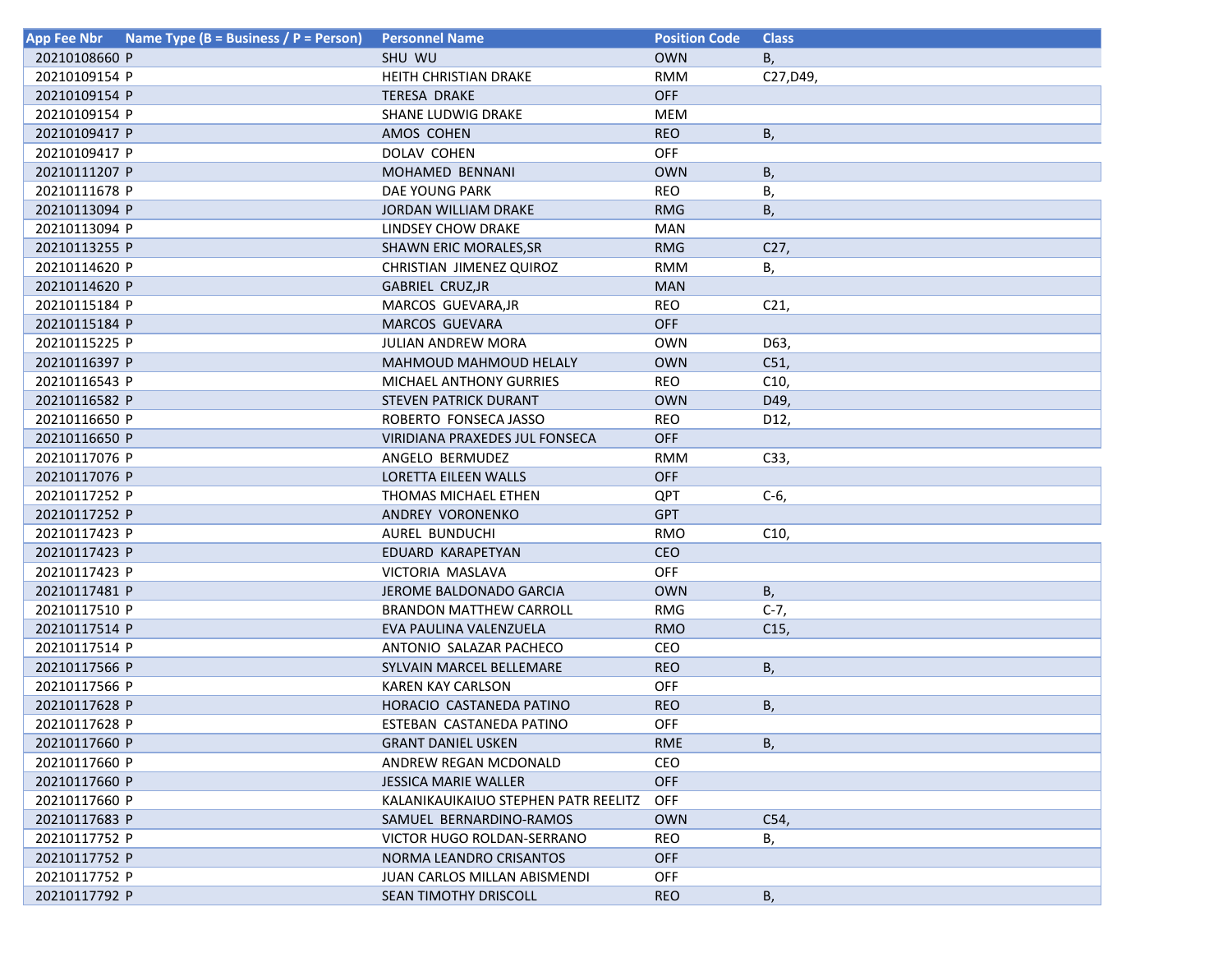| App Fee Nbr | Name Type (B = Business / P = Person) | Personnel Name | Position Code | Class |
|---|---|---|---|---|
| 20210108660 | P | SHU WU | OWN | B, |
| 20210109154 | P | HEITH CHRISTIAN DRAKE | RMM | C27,D49, |
| 20210109154 | P | TERESA DRAKE | OFF | |
| 20210109154 | P | SHANE LUDWIG DRAKE | MEM | |
| 20210109417 | P | AMOS COHEN | REO | B, |
| 20210109417 | P | DOLAV COHEN | OFF | |
| 20210111207 | P | MOHAMED BENNANI | OWN | B, |
| 20210111678 | P | DAE YOUNG PARK | REO | B, |
| 20210113094 | P | JORDAN WILLIAM DRAKE | RMG | B, |
| 20210113094 | P | LINDSEY CHOW DRAKE | MAN | |
| 20210113255 | P | SHAWN ERIC MORALES,SR | RMG | C27, |
| 20210114620 | P | CHRISTIAN JIMENEZ QUIROZ | RMM | B, |
| 20210114620 | P | GABRIEL CRUZ,JR | MAN | |
| 20210115184 | P | MARCOS GUEVARA,JR | REO | C21, |
| 20210115184 | P | MARCOS GUEVARA | OFF | |
| 20210115225 | P | JULIAN ANDREW MORA | OWN | D63, |
| 20210116397 | P | MAHMOUD MAHMOUD HELALY | OWN | C51, |
| 20210116543 | P | MICHAEL ANTHONY GURRIES | REO | C10, |
| 20210116582 | P | STEVEN PATRICK DURANT | OWN | D49, |
| 20210116650 | P | ROBERTO FONSECA JASSO | REO | D12, |
| 20210116650 | P | VIRIDIANA PRAXEDES JUL FONSECA | OFF | |
| 20210117076 | P | ANGELO BERMUDEZ | RMM | C33, |
| 20210117076 | P | LORETTA EILEEN WALLS | OFF | |
| 20210117252 | P | THOMAS MICHAEL ETHEN | QPT | C-6, |
| 20210117252 | P | ANDREY VORONENKO | GPT | |
| 20210117423 | P | AUREL BUNDUCHI | RMO | C10, |
| 20210117423 | P | EDUARD KARAPETYAN | CEO | |
| 20210117423 | P | VICTORIA MASLAVA | OFF | |
| 20210117481 | P | JEROME BALDONADO GARCIA | OWN | B, |
| 20210117510 | P | BRANDON MATTHEW CARROLL | RMG | C-7, |
| 20210117514 | P | EVA PAULINA VALENZUELA | RMO | C15, |
| 20210117514 | P | ANTONIO SALAZAR PACHECO | CEO | |
| 20210117566 | P | SYLVAIN MARCEL BELLEMARE | REO | B, |
| 20210117566 | P | KAREN KAY CARLSON | OFF | |
| 20210117628 | P | HORACIO CASTANEDA PATINO | REO | B, |
| 20210117628 | P | ESTEBAN CASTANEDA PATINO | OFF | |
| 20210117660 | P | GRANT DANIEL USKEN | RME | B, |
| 20210117660 | P | ANDREW REGAN MCDONALD | CEO | |
| 20210117660 | P | JESSICA MARIE WALLER | OFF | |
| 20210117660 | P | KALANIKAUIKAIUO STEPHEN PATR REELITZ | OFF | |
| 20210117683 | P | SAMUEL BERNARDINO-RAMOS | OWN | C54, |
| 20210117752 | P | VICTOR HUGO ROLDAN-SERRANO | REO | B, |
| 20210117752 | P | NORMA LEANDRO CRISANTOS | OFF | |
| 20210117752 | P | JUAN CARLOS MILLAN ABISMENDI | OFF | |
| 20210117792 | P | SEAN TIMOTHY DRISCOLL | REO | B, |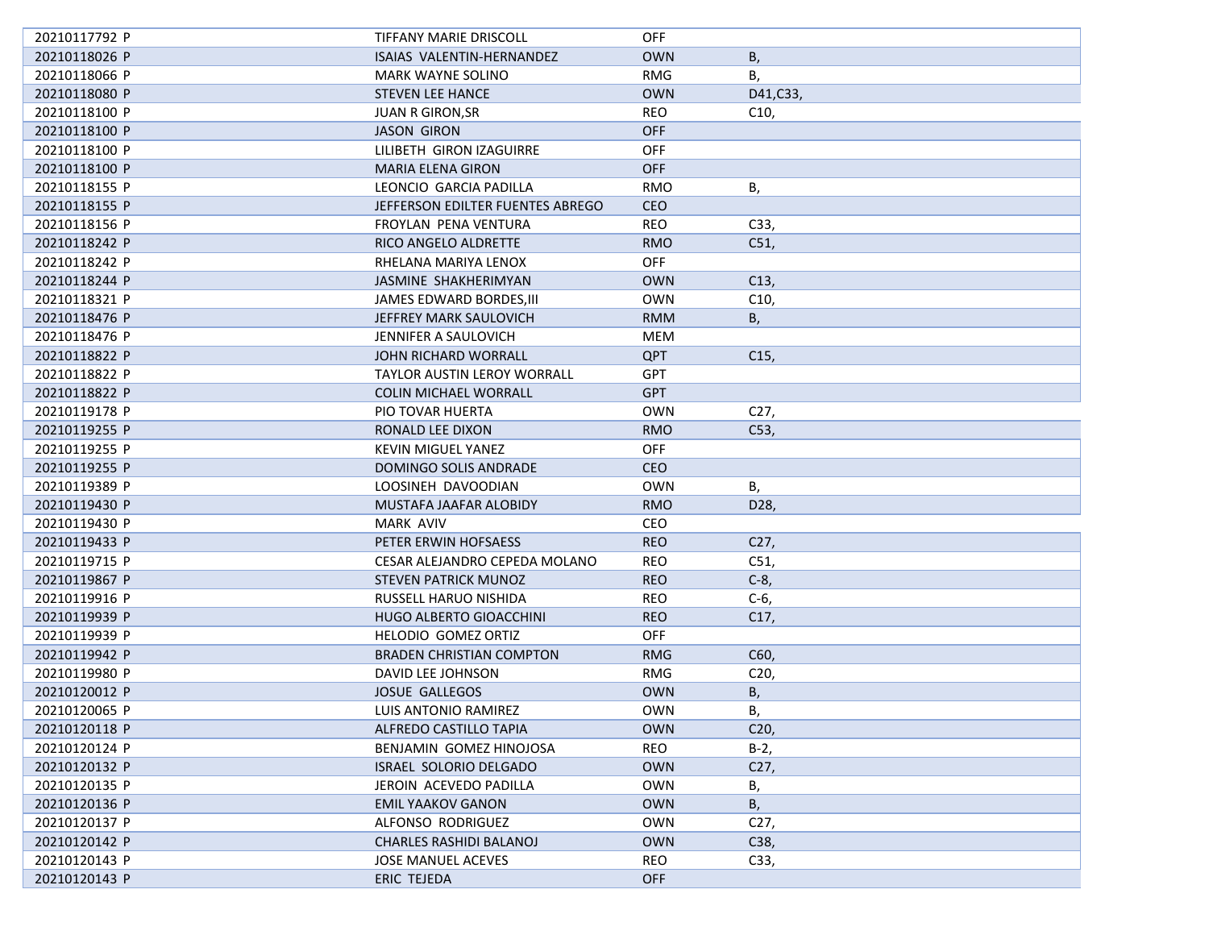| | | | |
|---|---|---|---|
| 20210117792 P | TIFFANY MARIE DRISCOLL | OFF | |
| 20210118026 P | ISAIAS VALENTIN-HERNANDEZ | OWN | B, |
| 20210118066 P | MARK WAYNE SOLINO | RMG | B, |
| 20210118080 P | STEVEN LEE HANCE | OWN | D41,C33, |
| 20210118100 P | JUAN R GIRON,SR | REO | C10, |
| 20210118100 P | JASON GIRON | OFF | |
| 20210118100 P | LILIBETH GIRON IZAGUIRRE | OFF | |
| 20210118100 P | MARIA ELENA GIRON | OFF | |
| 20210118155 P | LEONCIO GARCIA PADILLA | RMO | B, |
| 20210118155 P | JEFFERSON EDILTER FUENTES ABREGO | CEO | |
| 20210118156 P | FROYLAN PENA VENTURA | REO | C33, |
| 20210118242 P | RICO ANGELO ALDRETTE | RMO | C51, |
| 20210118242 P | RHELANA MARIYA LENOX | OFF | |
| 20210118244 P | JASMINE SHAKHERIMYAN | OWN | C13, |
| 20210118321 P | JAMES EDWARD BORDES,III | OWN | C10, |
| 20210118476 P | JEFFREY MARK SAULOVICH | RMM | B, |
| 20210118476 P | JENNIFER A SAULOVICH | MEM | |
| 20210118822 P | JOHN RICHARD WORRALL | QPT | C15, |
| 20210118822 P | TAYLOR AUSTIN LEROY WORRALL | GPT | |
| 20210118822 P | COLIN MICHAEL WORRALL | GPT | |
| 20210119178 P | PIO TOVAR HUERTA | OWN | C27, |
| 20210119255 P | RONALD LEE DIXON | RMO | C53, |
| 20210119255 P | KEVIN MIGUEL YANEZ | OFF | |
| 20210119255 P | DOMINGO SOLIS ANDRADE | CEO | |
| 20210119389 P | LOOSINEH DAVOODIAN | OWN | B, |
| 20210119430 P | MUSTAFA JAAFAR ALOBIDY | RMO | D28, |
| 20210119430 P | MARK AVIV | CEO | |
| 20210119433 P | PETER ERWIN HOFSAESS | REO | C27, |
| 20210119715 P | CESAR ALEJANDRO CEPEDA MOLANO | REO | C51, |
| 20210119867 P | STEVEN PATRICK MUNOZ | REO | C-8, |
| 20210119916 P | RUSSELL HARUO NISHIDA | REO | C-6, |
| 20210119939 P | HUGO ALBERTO GIOACCHINI | REO | C17, |
| 20210119939 P | HELODIO GOMEZ ORTIZ | OFF | |
| 20210119942 P | BRADEN CHRISTIAN COMPTON | RMG | C60, |
| 20210119980 P | DAVID LEE JOHNSON | RMG | C20, |
| 20210120012 P | JOSUE GALLEGOS | OWN | B, |
| 20210120065 P | LUIS ANTONIO RAMIREZ | OWN | B, |
| 20210120118 P | ALFREDO CASTILLO TAPIA | OWN | C20, |
| 20210120124 P | BENJAMIN GOMEZ HINOJOSA | REO | B-2, |
| 20210120132 P | ISRAEL SOLORIO DELGADO | OWN | C27, |
| 20210120135 P | JEROIN ACEVEDO PADILLA | OWN | B, |
| 20210120136 P | EMIL YAAKOV GANON | OWN | B, |
| 20210120137 P | ALFONSO RODRIGUEZ | OWN | C27, |
| 20210120142 P | CHARLES RASHIDI BALANOJ | OWN | C38, |
| 20210120143 P | JOSE MANUEL ACEVES | REO | C33, |
| 20210120143 P | ERIC TEJEDA | OFF | |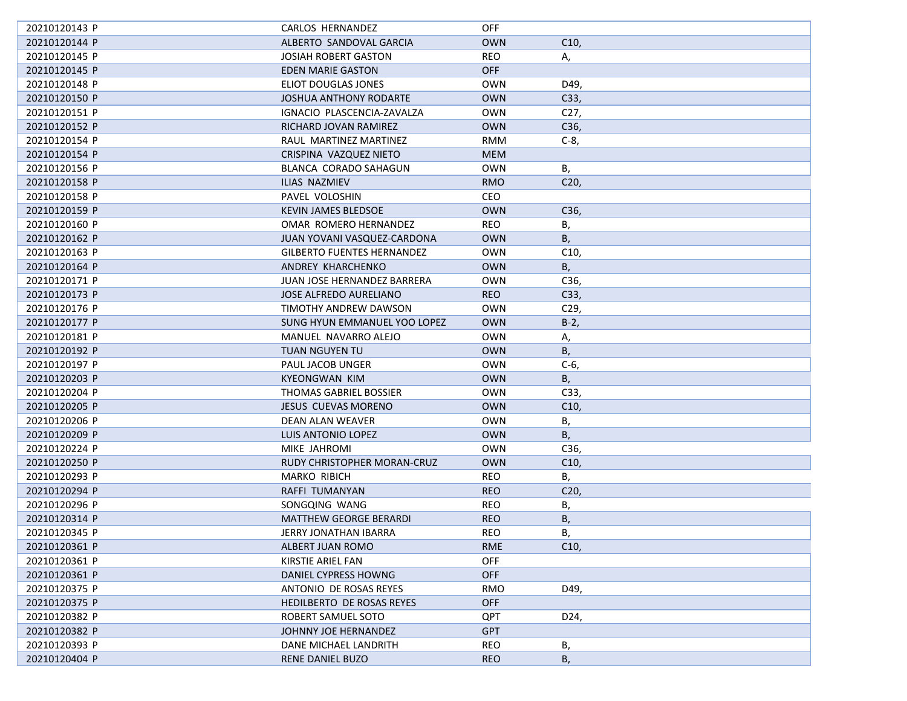| | | | |
|---|---|---|---|
| 20210120143 P | CARLOS HERNANDEZ | OFF | |
| 20210120144 P | ALBERTO SANDOVAL GARCIA | OWN | C10, |
| 20210120145 P | JOSIAH ROBERT GASTON | REO | A, |
| 20210120145 P | EDEN MARIE GASTON | OFF | |
| 20210120148 P | ELIOT DOUGLAS JONES | OWN | D49, |
| 20210120150 P | JOSHUA ANTHONY RODARTE | OWN | C33, |
| 20210120151 P | IGNACIO PLASCENCIA-ZAVALZA | OWN | C27, |
| 20210120152 P | RICHARD JOVAN RAMIREZ | OWN | C36, |
| 20210120154 P | RAUL MARTINEZ MARTINEZ | RMM | C-8, |
| 20210120154 P | CRISPINA VAZQUEZ NIETO | MEM | |
| 20210120156 P | BLANCA CORADO SAHAGUN | OWN | B, |
| 20210120158 P | ILIAS NAZMIEV | RMO | C20, |
| 20210120158 P | PAVEL VOLOSHIN | CEO | |
| 20210120159 P | KEVIN JAMES BLEDSOE | OWN | C36, |
| 20210120160 P | OMAR ROMERO HERNANDEZ | REO | B, |
| 20210120162 P | JUAN YOVANI VASQUEZ-CARDONA | OWN | B, |
| 20210120163 P | GILBERTO FUENTES HERNANDEZ | OWN | C10, |
| 20210120164 P | ANDREY KHARCHENKO | OWN | B, |
| 20210120171 P | JUAN JOSE HERNANDEZ BARRERA | OWN | C36, |
| 20210120173 P | JOSE ALFREDO AURELIANO | REO | C33, |
| 20210120176 P | TIMOTHY ANDREW DAWSON | OWN | C29, |
| 20210120177 P | SUNG HYUN EMMANUEL YOO LOPEZ | OWN | B-2, |
| 20210120181 P | MANUEL NAVARRO ALEJO | OWN | A, |
| 20210120192 P | TUAN NGUYEN TU | OWN | B, |
| 20210120197 P | PAUL JACOB UNGER | OWN | C-6, |
| 20210120203 P | KYEONGWAN KIM | OWN | B, |
| 20210120204 P | THOMAS GABRIEL BOSSIER | OWN | C33, |
| 20210120205 P | JESUS CUEVAS MORENO | OWN | C10, |
| 20210120206 P | DEAN ALAN WEAVER | OWN | B, |
| 20210120209 P | LUIS ANTONIO LOPEZ | OWN | B, |
| 20210120224 P | MIKE JAHROMI | OWN | C36, |
| 20210120250 P | RUDY CHRISTOPHER MORAN-CRUZ | OWN | C10, |
| 20210120293 P | MARKO RIBICH | REO | B, |
| 20210120294 P | RAFFI TUMANYAN | REO | C20, |
| 20210120296 P | SONGQING WANG | REO | B, |
| 20210120314 P | MATTHEW GEORGE BERARDI | REO | B, |
| 20210120345 P | JERRY JONATHAN IBARRA | REO | B, |
| 20210120361 P | ALBERT JUAN ROMO | RME | C10, |
| 20210120361 P | KIRSTIE ARIEL FAN | OFF | |
| 20210120361 P | DANIEL CYPRESS HOWNG | OFF | |
| 20210120375 P | ANTONIO DE ROSAS REYES | RMO | D49, |
| 20210120375 P | HEDILBERTO DE ROSAS REYES | OFF | |
| 20210120382 P | ROBERT SAMUEL SOTO | QPT | D24, |
| 20210120382 P | JOHNNY JOE HERNANDEZ | GPT | |
| 20210120393 P | DANE MICHAEL LANDRITH | REO | B, |
| 20210120404 P | RENE DANIEL BUZO | REO | B, |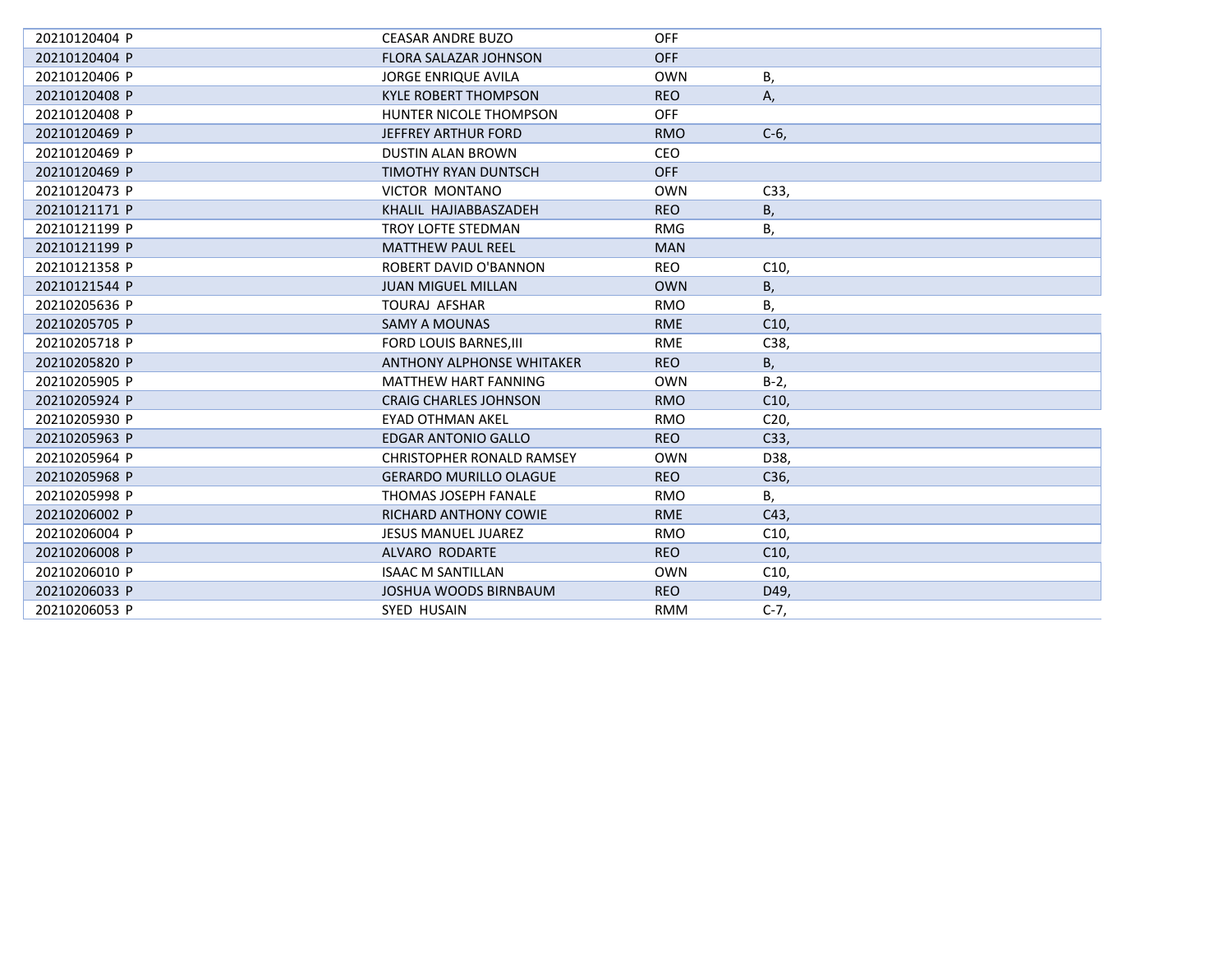| | | | |
|---|---|---|---|
| 20210120404 P | CEASAR ANDRE BUZO | OFF | |
| 20210120404 P | FLORA SALAZAR JOHNSON | OFF | |
| 20210120406 P | JORGE ENRIQUE AVILA | OWN | B, |
| 20210120408 P | KYLE ROBERT THOMPSON | REO | A, |
| 20210120408 P | HUNTER NICOLE THOMPSON | OFF | |
| 20210120469 P | JEFFREY ARTHUR FORD | RMO | C-6, |
| 20210120469 P | DUSTIN ALAN BROWN | CEO | |
| 20210120469 P | TIMOTHY RYAN DUNTSCH | OFF | |
| 20210120473 P | VICTOR MONTANO | OWN | C33, |
| 20210121171 P | KHALIL HAJIABBASZADEH | REO | B, |
| 20210121199 P | TROY LOFTE STEDMAN | RMG | B, |
| 20210121199 P | MATTHEW PAUL REEL | MAN | |
| 20210121358 P | ROBERT DAVID O'BANNON | REO | C10, |
| 20210121544 P | JUAN MIGUEL MILLAN | OWN | B, |
| 20210205636 P | TOURAJ AFSHAR | RMO | B, |
| 20210205705 P | SAMY A MOUNAS | RME | C10, |
| 20210205718 P | FORD LOUIS BARNES,III | RME | C38, |
| 20210205820 P | ANTHONY ALPHONSE WHITAKER | REO | B, |
| 20210205905 P | MATTHEW HART FANNING | OWN | B-2, |
| 20210205924 P | CRAIG CHARLES JOHNSON | RMO | C10, |
| 20210205930 P | EYAD OTHMAN AKEL | RMO | C20, |
| 20210205963 P | EDGAR ANTONIO GALLO | REO | C33, |
| 20210205964 P | CHRISTOPHER RONALD RAMSEY | OWN | D38, |
| 20210205968 P | GERARDO MURILLO OLAGUE | REO | C36, |
| 20210205998 P | THOMAS JOSEPH FANALE | RMO | B, |
| 20210206002 P | RICHARD ANTHONY COWIE | RME | C43, |
| 20210206004 P | JESUS MANUEL JUAREZ | RMO | C10, |
| 20210206008 P | ALVARO RODARTE | REO | C10, |
| 20210206010 P | ISAAC M SANTILLAN | OWN | C10, |
| 20210206033 P | JOSHUA WOODS BIRNBAUM | REO | D49, |
| 20210206053 P | SYED HUSAIN | RMM | C-7, |